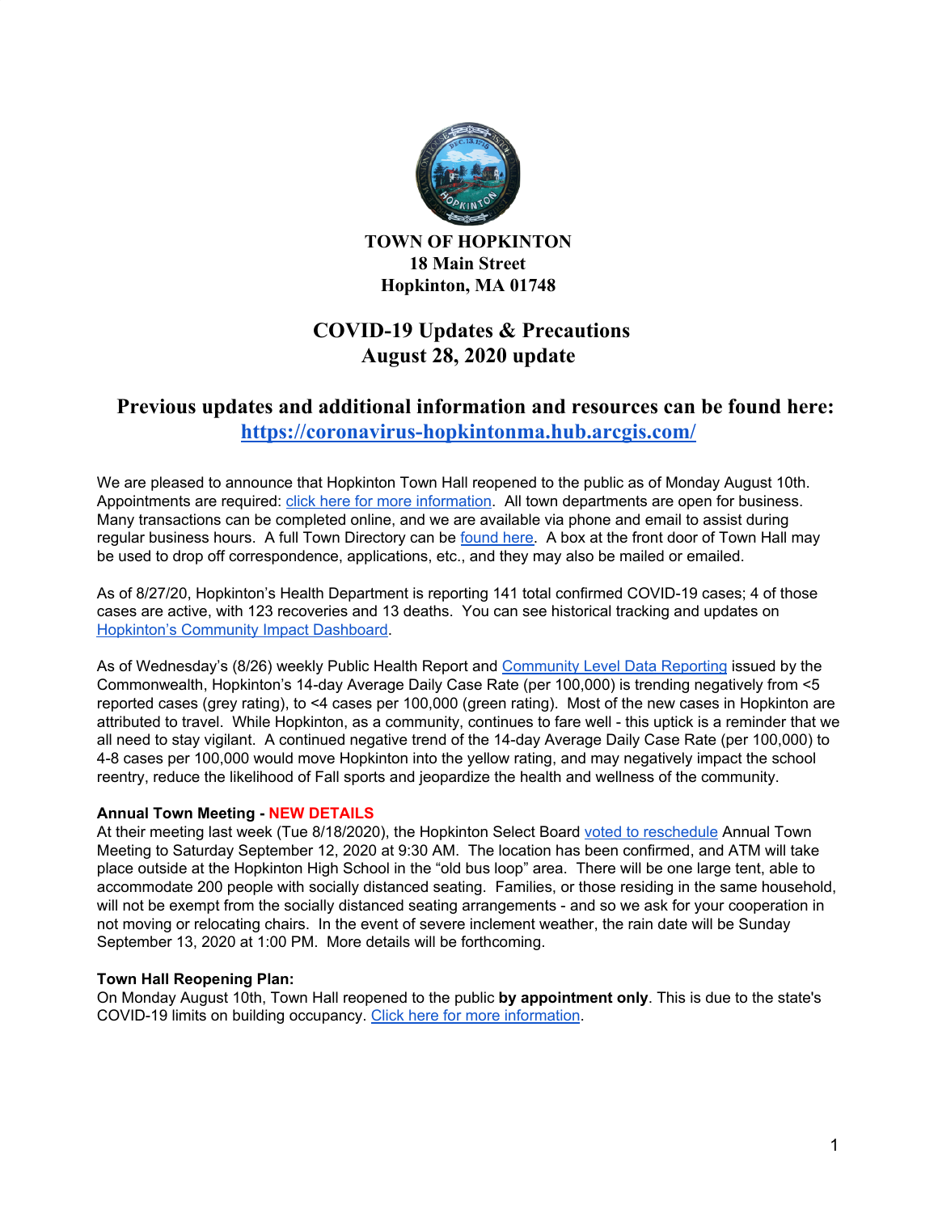**TOWN OF HOPKINTON**
**18 Main Street**
**Hopkinton, MA 01748**

# COVID-19 Updates & Precautions
# August 28, 2020 update

## Previous updates and additional information and resources can be found here: [https://coronavirus-hopkintonma.hub.arcgis.com/](https://coronavirus-hopkintonma.hub.arcgis.com/)

We are pleased to announce that Hopkinton Town Hall reopened to the public as of Monday August 10th. Appointments are required: click here for more information. All town departments are open for business. Many transactions can be completed online, and we are available via phone and email to assist during regular business hours. A full Town Directory can be found here. A box at the front door of Town Hall may be used to drop off correspondence, applications, etc., and they may also be mailed or emailed.

As of 8/27/20, Hopkinton's Health Department is reporting 141 total confirmed COVID-19 cases; 4 of those cases are active, with 123 recoveries and 13 deaths. You can see historical tracking and updates on Hopkinton's Community Impact Dashboard.

As of Wednesday's (8/26) weekly Public Health Report and Community Level Data Reporting issued by the Commonwealth, Hopkinton's 14-day Average Daily Case Rate (per 100,000) is trending negatively from <5 reported cases (grey rating), to <4 cases per 100,000 (green rating). Most of the new cases in Hopkinton are attributed to travel. While Hopkinton, as a community, continues to fare well - this uptick is a reminder that we all need to stay vigilant. A continued negative trend of the 14-day Average Daily Case Rate (per 100,000) to 4-8 cases per 100,000 would move Hopkinton into the yellow rating, and may negatively impact the school reentry, reduce the likelihood of Fall sports and jeopardize the health and wellness of the community.

**Annual Town Meeting - NEW DETAILS**
At their meeting last week (Tue 8/18/2020), the Hopkinton Select Board voted to reschedule Annual Town Meeting to Saturday September 12, 2020 at 9:30 AM. The location has been confirmed, and ATM will take place outside at the Hopkinton High School in the "old bus loop" area. There will be one large tent, able to accommodate 200 people with socially distanced seating. Families, or those residing in the same household, will not be exempt from the socially distanced seating arrangements - and so we ask for your cooperation in not moving or relocating chairs. In the event of severe inclement weather, the rain date will be Sunday September 13, 2020 at 1:00 PM. More details will be forthcoming.

**Town Hall Reopening Plan:**
On Monday August 10th, Town Hall reopened to the public **by appointment only**. This is due to the state's COVID-19 limits on building occupancy. Click here for more information.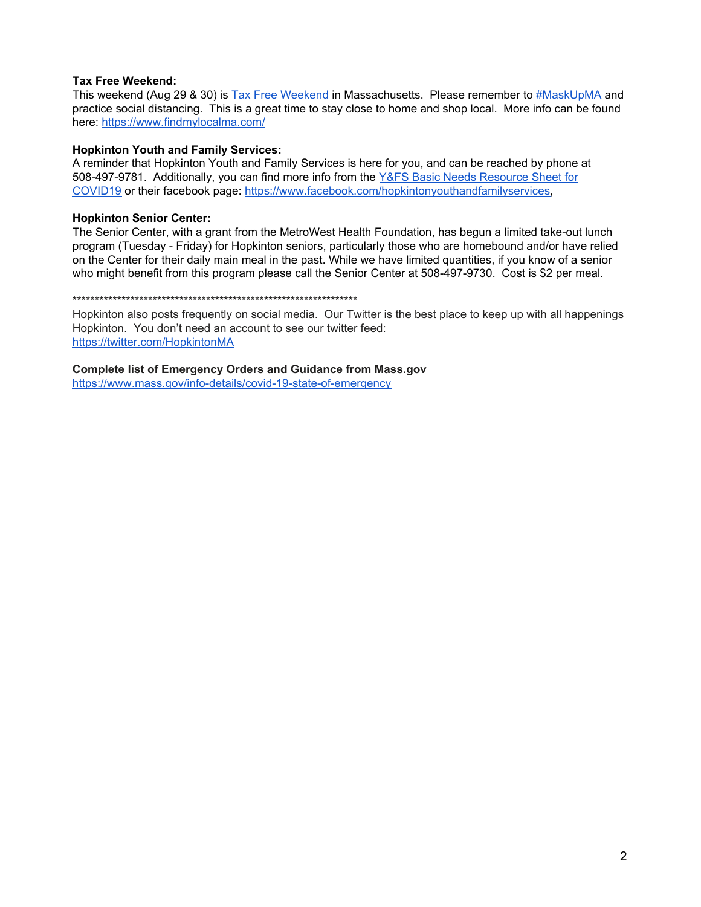**Tax Free Weekend:**
This weekend (Aug 29 & 30) is Tax Free Weekend in Massachusetts. Please remember to #MaskUpMA and practice social distancing. This is a great time to stay close to home and shop local. More info can be found here: https://www.findmylocalma.com/

**Hopkinton Youth and Family Services:**
A reminder that Hopkinton Youth and Family Services is here for you, and can be reached by phone at 508-497-9781. Additionally, you can find more info from the Y&FS Basic Needs Resource Sheet for COVID19 or their facebook page: https://www.facebook.com/hopkintonyouthandfamilyservices,

**Hopkinton Senior Center:**
The Senior Center, with a grant from the MetroWest Health Foundation, has begun a limited take-out lunch program (Tuesday - Friday) for Hopkinton seniors, particularly those who are homebound and/or have relied on the Center for their daily main meal in the past. While we have limited quantities, if you know of a senior who might benefit from this program please call the Senior Center at 508-497-9730. Cost is $2 per meal.

*****************************************************************

Hopkinton also posts frequently on social media. Our Twitter is the best place to keep up with all happenings Hopkinton. You don't need an account to see our twitter feed:
https://twitter.com/HopkintonMA

**Complete list of Emergency Orders and Guidance from Mass.gov**
https://www.mass.gov/info-details/covid-19-state-of-emergency